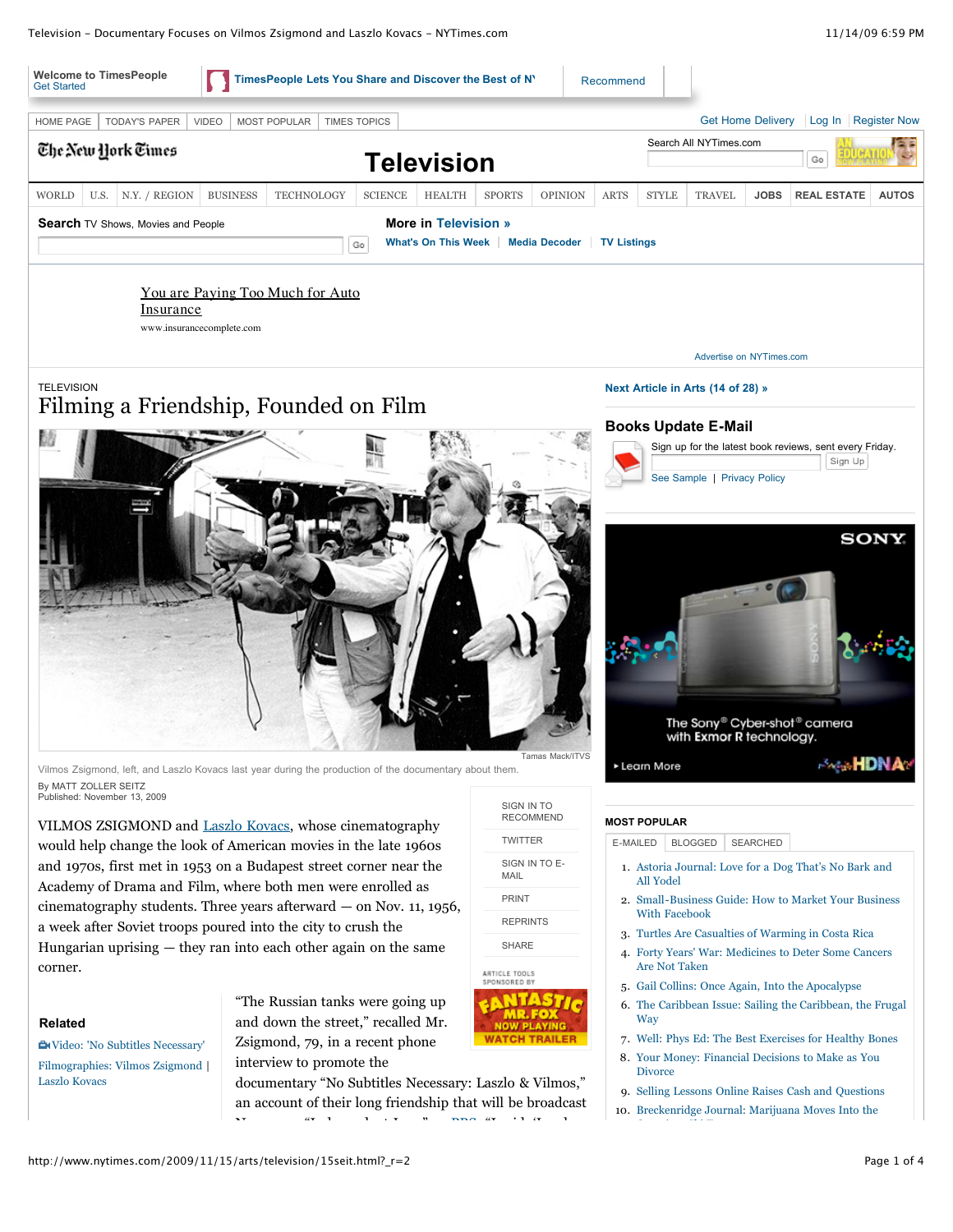TELEVISION

# Filming a Friendship, Founded on Film

Tamas Mack/ITVS

Vilmos Zsigmond, left, and Laszlo Kovacs last year during the production of the documentary about them.

By MATT ZOLLER SEITZ
Published: November 13, 2009

VILMOS ZSIGMOND and Laszlo Kovacs, whose cinematography would help change the look of American movies in the late 1960s and 1970s, first met in 1953 on a Budapest street corner near the Academy of Drama and Film, where both men were enrolled as cinematography students. Three years afterward — on Nov. 11, 1956, a week after Soviet troops poured into the city to crush the Hungarian uprising — they ran into each other again on the same corner.

**Related**

Video: 'No Subtitles Necessary'

Filmographies: Vilmos Zsigmond | Laszlo Kovacs

"The Russian tanks were going up and down the street," recalled Mr. Zsigmond, 79, in a recent phone interview to promote the documentary "No Subtitles Necessary: Laszlo & Vilmos," an account of their long friendship that will be broadcast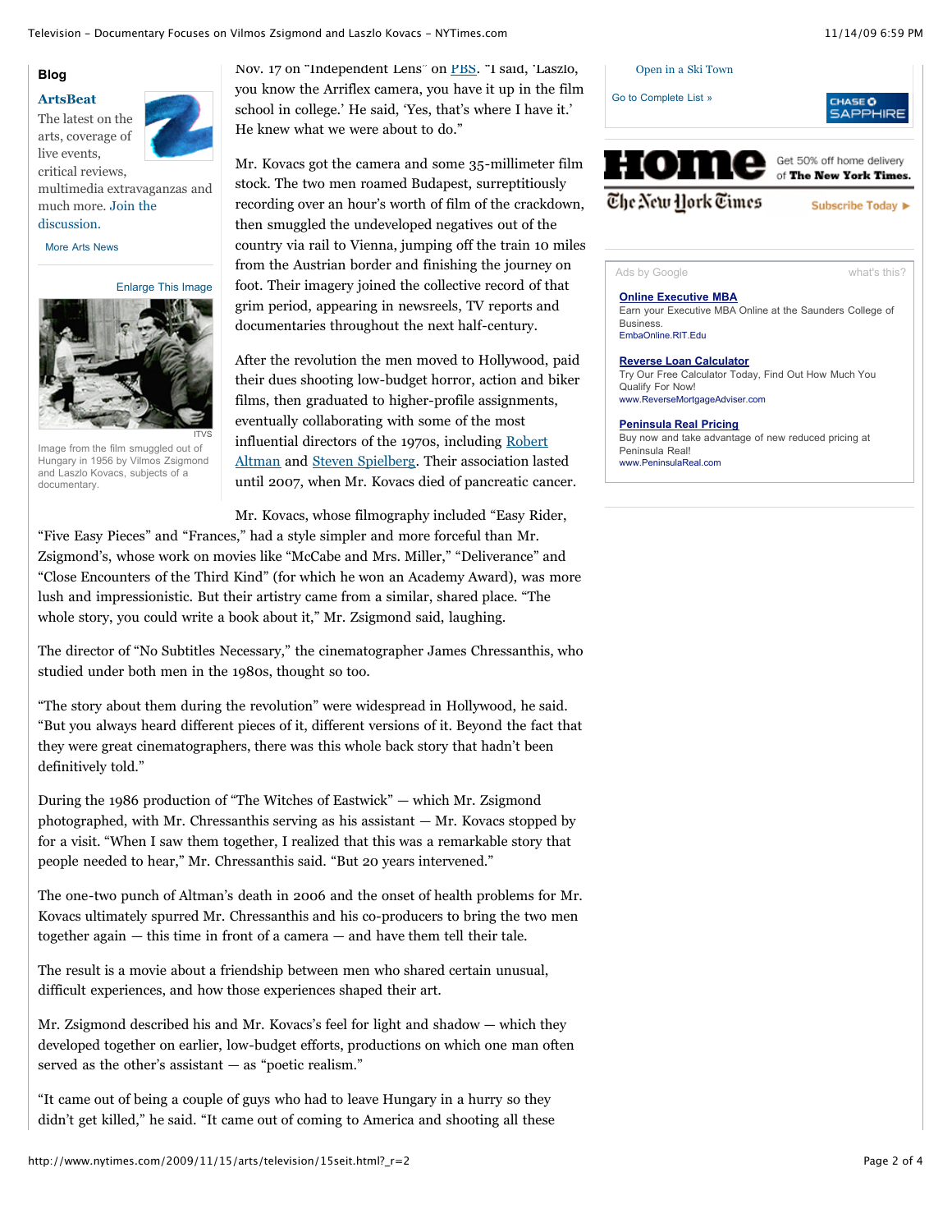Nov. 17 on "Independent Lens" on PBS. "I said, 'Laszlo, you know the Arriflex camera, you have it up in the film school in college.' He said, 'Yes, that's where I have it.' He knew what we were about to do."

Mr. Kovacs got the camera and some 35-millimeter film stock. The two men roamed Budapest, surreptitiously recording over an hour's worth of film of the crackdown, then smuggled the undeveloped negatives out of the country via rail to Vienna, jumping off the train 10 miles from the Austrian border and finishing the journey on foot. Their imagery joined the collective record of that grim period, appearing in newsreels, TV reports and documentaries throughout the next half-century.

After the revolution the men moved to Hollywood, paid their dues shooting low-budget horror, action and biker films, then graduated to higher-profile assignments, eventually collaborating with some of the most influential directors of the 1970s, including Robert Altman and Steven Spielberg. Their association lasted until 2007, when Mr. Kovacs died of pancreatic cancer.

Enlarge This Image

ITVS

Image from the film smuggled out of Hungary in 1956 by Vilmos Zsigmond and Laszlo Kovacs, subjects of a documentary.

Mr. Kovacs, whose filmography included "Easy Rider," "Five Easy Pieces" and "Frances," had a style simpler and more forceful than Mr. Zsigmond's, whose work on movies like "McCabe and Mrs. Miller," "Deliverance" and "Close Encounters of the Third Kind" (for which he won an Academy Award), was more lush and impressionistic. But their artistry came from a similar, shared place. "The whole story, you could write a book about it," Mr. Zsigmond said, laughing.

The director of "No Subtitles Necessary," the cinematographer James Chressanthis, who studied under both men in the 1980s, thought so too.

"The story about them during the revolution" were widespread in Hollywood, he said. "But you always heard different pieces of it, different versions of it. Beyond the fact that they were great cinematographers, there was this whole back story that hadn't been definitively told."

During the 1986 production of "The Witches of Eastwick" — which Mr. Zsigmond photographed, with Mr. Chressanthis serving as his assistant — Mr. Kovacs stopped by for a visit. "When I saw them together, I realized that this was a remarkable story that people needed to hear," Mr. Chressanthis said. "But 20 years intervened."

The one-two punch of Altman's death in 2006 and the onset of health problems for Mr. Kovacs ultimately spurred Mr. Chressanthis and his co-producers to bring the two men together again — this time in front of a camera — and have them tell their tale.

The result is a movie about a friendship between men who shared certain unusual, difficult experiences, and how those experiences shaped their art.

Mr. Zsigmond described his and Mr. Kovacs's feel for light and shadow — which they developed together on earlier, low-budget efforts, productions on which one man often served as the other's assistant — as "poetic realism."

"It came out of being a couple of guys who had to leave Hungary in a hurry so they didn't get killed," he said. "It came out of coming to America and shooting all these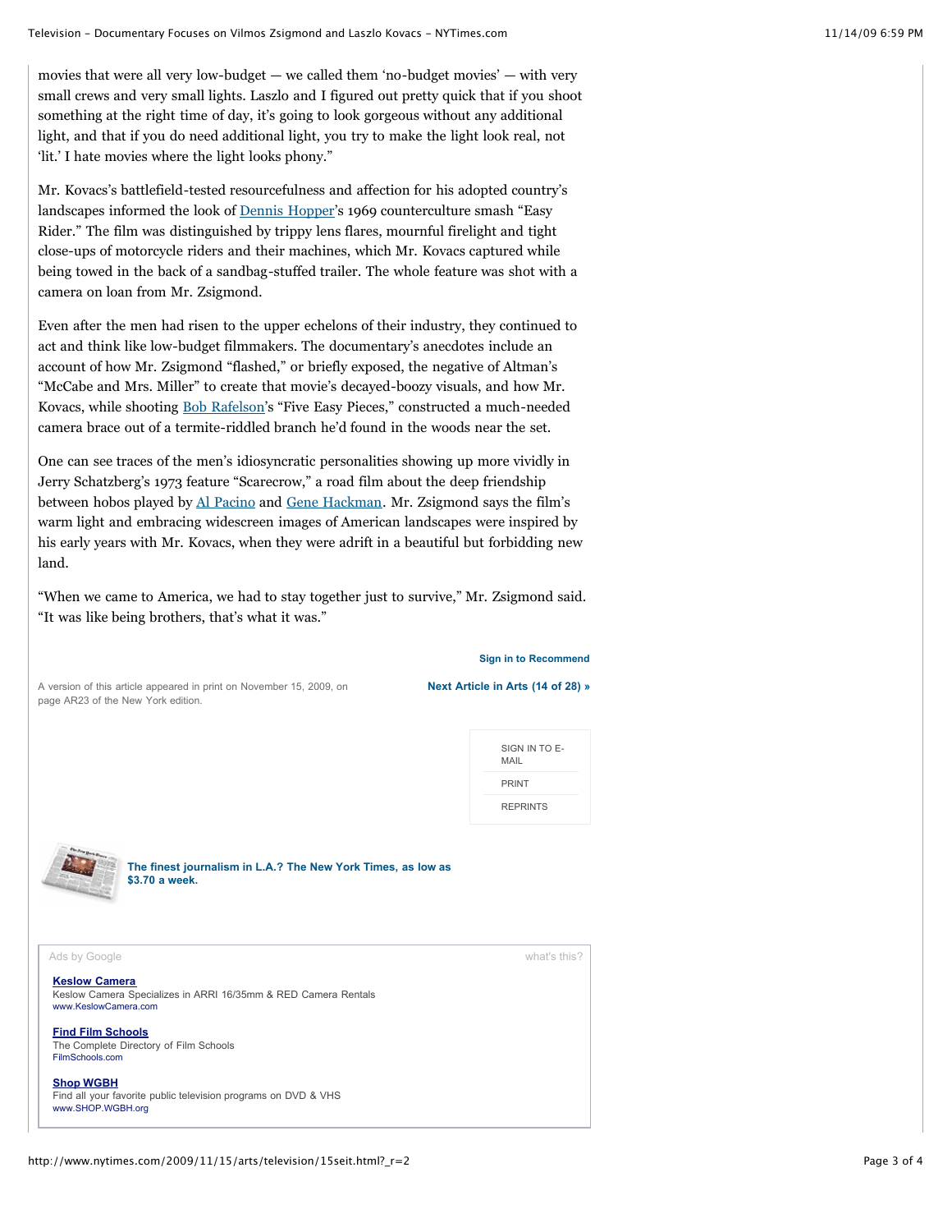movies that were all very low-budget — we called them 'no-budget movies' — with very small crews and very small lights. Laszlo and I figured out pretty quick that if you shoot something at the right time of day, it's going to look gorgeous without any additional light, and that if you do need additional light, you try to make the light look real, not 'lit.' I hate movies where the light looks phony."

Mr. Kovacs's battlefield-tested resourcefulness and affection for his adopted country's landscapes informed the look of Dennis Hopper's 1969 counterculture smash "Easy Rider." The film was distinguished by trippy lens flares, mournful firelight and tight close-ups of motorcycle riders and their machines, which Mr. Kovacs captured while being towed in the back of a sandbag-stuffed trailer. The whole feature was shot with a camera on loan from Mr. Zsigmond.

Even after the men had risen to the upper echelons of their industry, they continued to act and think like low-budget filmmakers. The documentary's anecdotes include an account of how Mr. Zsigmond "flashed," or briefly exposed, the negative of Altman's "McCabe and Mrs. Miller" to create that movie's decayed-boozy visuals, and how Mr. Kovacs, while shooting Bob Rafelson's "Five Easy Pieces," constructed a much-needed camera brace out of a termite-riddled branch he'd found in the woods near the set.

One can see traces of the men's idiosyncratic personalities showing up more vividly in Jerry Schatzberg's 1973 feature "Scarecrow," a road film about the deep friendship between hobos played by Al Pacino and Gene Hackman. Mr. Zsigmond says the film's warm light and embracing widescreen images of American landscapes were inspired by his early years with Mr. Kovacs, when they were adrift in a beautiful but forbidding new land.

"When we came to America, we had to stay together just to survive," Mr. Zsigmond said. "It was like being brothers, that's what it was."

A version of this article appeared in print on November 15, 2009, on page AR23 of the New York edition.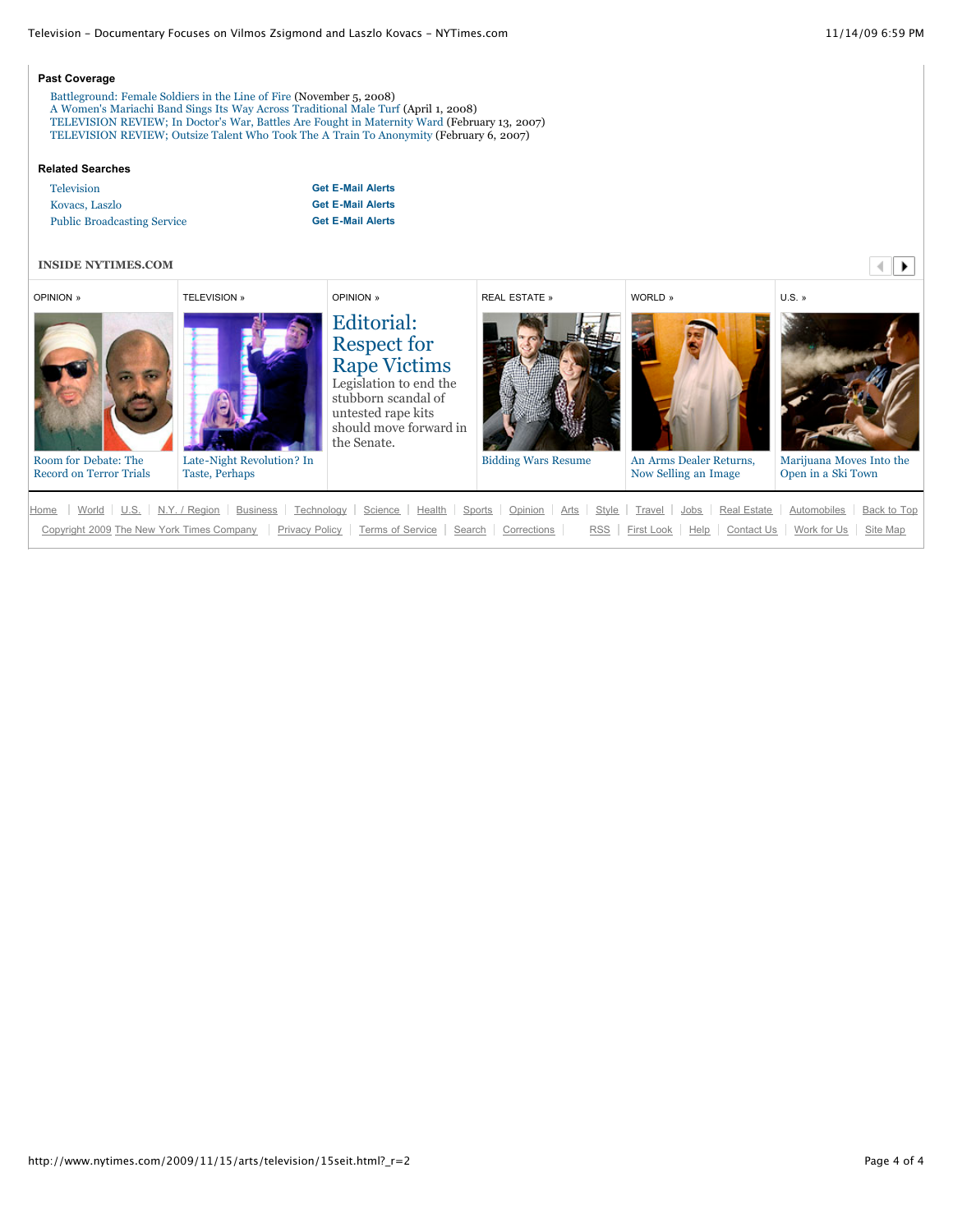**Past Coverage**

- Battleground: Female Soldiers in the Line of Fire (November 5, 2008)
- A Women's Mariachi Band Sings Its Way Across Traditional Male Turf (April 1, 2008)
- TELEVISION REVIEW; In Doctor's War, Battles Are Fought in Maternity Ward (February 13, 2007)
- TELEVISION REVIEW; Outsize Talent Who Took The A Train To Anonymity (February 6, 2007)

**Related Searches**

| | |
|---|---|
| Television | Get E-Mail Alerts |
| Kovacs, Laszlo | Get E-Mail Alerts |
| Public Broadcasting Service | Get E-Mail Alerts |

**INSIDE NYTIMES.COM**

OPINION »
Room for Debate: The Record on Terror Trials

TELEVISION »
Late-Night Revolution? In Taste, Perhaps

OPINION »
Editorial: Respect for Rape Victims
Legislation to end the stubborn scandal of untested rape kits should move forward in the Senate.

REAL ESTATE »
Bidding Wars Resume

WORLD »
An Arms Dealer Returns, Now Selling an Image

U.S. »
Marijuana Moves Into the Open in a Ski Town

Home | World | U.S. | N.Y. / Region | Business | Technology | Science | Health | Sports | Opinion | Arts | Style | Travel | Jobs | Real Estate | Automobiles | Back to Top

Copyright 2009 The New York Times Company | Privacy Policy | Terms of Service | Search | Corrections | RSS | First Look | Help | Contact Us | Work for Us | Site Map